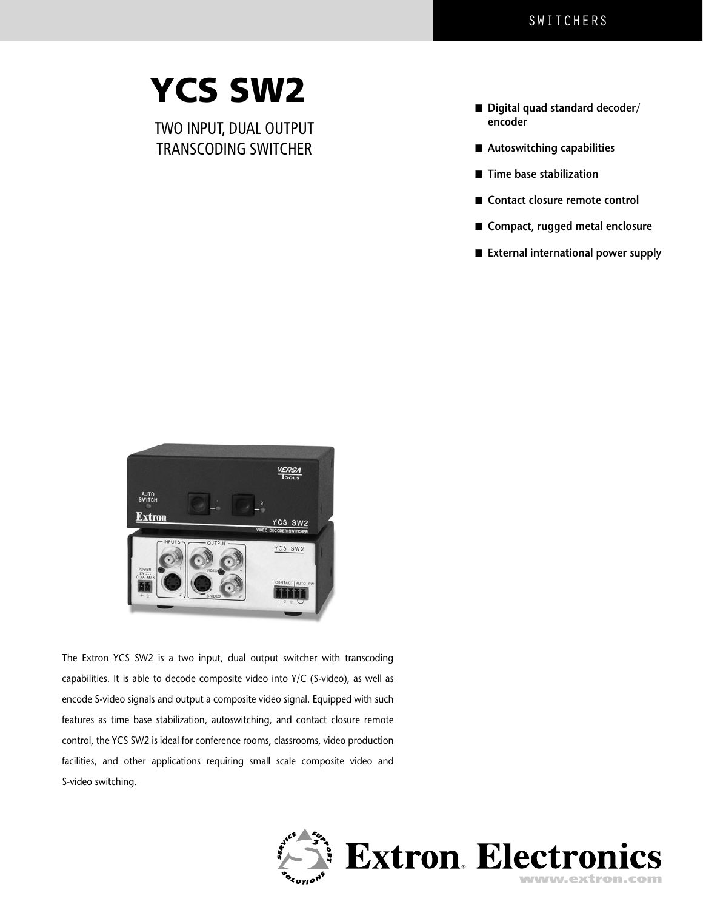SWITCHERS

# YCS SW2

## TWO INPUT, DUAL OUTPUT TRANSCODING SWITCHER

- Digital quad standard decoder/ encoder
- Autoswitching capabilities
- Time base stabilization
- Contact closure remote control
- Compact, rugged metal enclosure
- External international power supply

The Extron YCS SW2 is a two input, dual output switcher with transcoding capabilities. It is able to decode composite video into Y/C (S-video), as well as encode S-video signals and output a composite video signal. Equipped with such features as time base stabilization, autoswitching, and contact closure remote control, the YCS SW2 is ideal for conference rooms, classrooms, video production facilities, and other applications requiring small scale composite video and S-video switching.

Extron Electronics
www.extron.com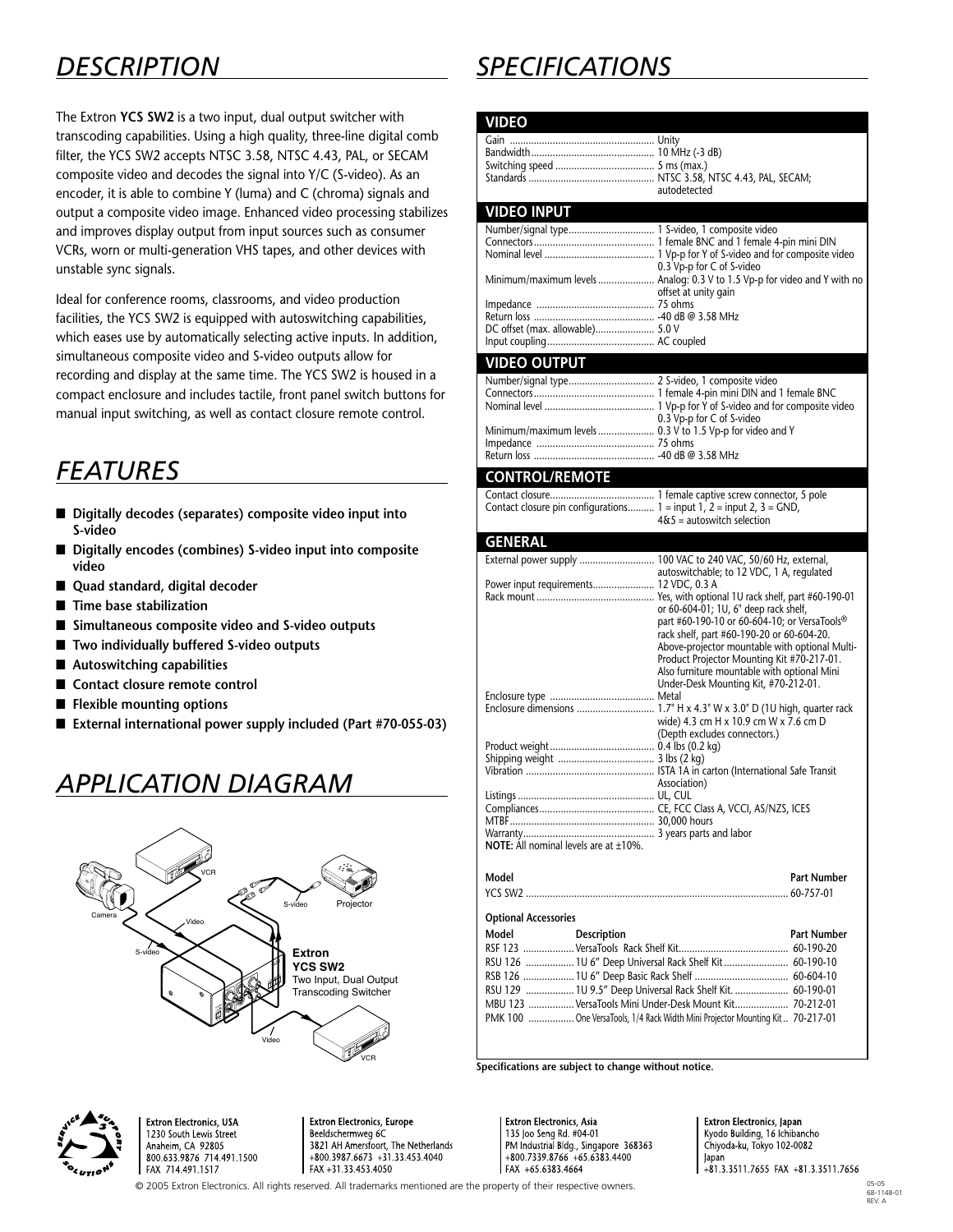# DESCRIPTION

The Extron **YCS SW2** is a two input, dual output switcher with transcoding capabilities. Using a high quality, three-line digital comb filter, the YCS SW2 accepts NTSC 3.58, NTSC 4.43, PAL, or SECAM composite video and decodes the signal into Y/C (S-video). As an encoder, it is able to combine Y (luma) and C (chroma) signals and output a composite video image. Enhanced video processing stabilizes and improves display output from input sources such as consumer VCRs, worn or multi-generation VHS tapes, and other devices with unstable sync signals.

Ideal for conference rooms, classrooms, and video production facilities, the YCS SW2 is equipped with autoswitching capabilities, which eases use by automatically selecting active inputs. In addition, simultaneous composite video and S-video outputs allow for recording and display at the same time. The YCS SW2 is housed in a compact enclosure and includes tactile, front panel switch buttons for manual input switching, as well as contact closure remote control.

# FEATURES

- **Digitally decodes (separates) composite video input into S-video**
- **Digitally encodes (combines) S-video input into composite video**
- **Quad standard, digital decoder**
- **Time base stabilization**
- **Simultaneous composite video and S-video outputs**
- **Two individually buffered S-video outputs**
- **Autoswitching capabilities**
- **Contact closure remote control**
- **Flexible mounting options**
- **External international power supply included (Part #70-055-03)**

# APPLICATION DIAGRAM

VCR
Camera
Video
S-video
S-video
Projector
**Extron**
**YCS SW2**
Two Input, Dual Output
Transcoding Switcher
Video
VCR

# SPECIFICATIONS

## VIDEO

| | |
|---|---|
| Gain | Unity |
| Bandwidth | 10 MHz (-3 dB) |
| Switching speed | 5 ms (max.) |
| Standards | NTSC 3.58, NTSC 4.43, PAL, SECAM; autodetected |

## VIDEO INPUT

| | |
|---|---|
| Number/signal type | 1 S-video, 1 composite video |
| Connectors | 1 female BNC and 1 female 4-pin mini DIN |
| Nominal level | 1 Vp-p for Y of S-video and for composite video; 0.3 Vp-p for C of S-video |
| Minimum/maximum levels | Analog: 0.3 V to 1.5 Vp-p for video and Y with no offset at unity gain |
| Impedance | 75 ohms |
| Return loss | -40 dB @ 3.58 MHz |
| DC offset (max. allowable) | 5.0 V |
| Input coupling | AC coupled |

## VIDEO OUTPUT

| | |
|---|---|
| Number/signal type | 2 S-video, 1 composite video |
| Connectors | 1 female 4-pin mini DIN and 1 female BNC |
| Nominal level | 1 Vp-p for Y of S-video and for composite video; 0.3 Vp-p for C of S-video |
| Minimum/maximum levels | 0.3 V to 1.5 Vp-p for video and Y |
| Impedance | 75 ohms |
| Return loss | -40 dB @ 3.58 MHz |

## CONTROL/REMOTE

| | |
|---|---|
| Contact closure | 1 female captive screw connector, 5 pole |
| Contact closure pin configurations | 1 = input 1, 2 = input 2, 3 = GND, 4&5 = autoswitch selection |

## GENERAL

| | |
|---|---|
| External power supply | 100 VAC to 240 VAC, 50/60 Hz, external, autoswitchable; to 12 VDC, 1 A, regulated |
| Power input requirements | 12 VDC, 0.3 A |
| Rack mount | Yes, with optional 1U rack shelf, part #60-190-01 or 60-604-01; 1U, 6" deep rack shelf, part #60-190-10 or 60-604-10; or VersaTools® rack shelf, part #60-190-20 or 60-604-20. Above-projector mountable with optional Multi-Product Projector Mounting Kit #70-217-01. Also furniture mountable with optional Mini Under-Desk Mounting Kit, #70-212-01. |
| Enclosure type | Metal |
| Enclosure dimensions | 1.7" H x 4.3" W x 3.0" D (1U high, quarter rack wide) 4.3 cm H x 10.9 cm W x 7.6 cm D (Depth excludes connectors.) |
| Product weight | 0.4 lbs (0.2 kg) |
| Shipping weight | 3 lbs (2 kg) |
| Vibration | ISTA 1A in carton (International Safe Transit Association) |
| Listings | UL, CUL |
| Compliances | CE, FCC Class A, VCCI, AS/NZS, ICES |
| MTBF | 30,000 hours |
| Warranty | 3 years parts and labor |

**NOTE:** All nominal levels are at ±10%.

| Model | Part Number |
|---|---|
| YCS SW2 | 60-757-01 |

**Optional Accessories**

| Model | Description | Part Number |
|---|---|---|
| RSF 123 | VersaTools Rack Shelf Kit | 60-190-20 |
| RSU 126 | 1U 6" Deep Universal Rack Shelf Kit | 60-190-10 |
| RSB 126 | 1U 6" Deep Basic Rack Shelf | 60-604-10 |
| RSU 129 | 1U 9.5" Deep Universal Rack Shelf Kit. | 60-190-01 |
| MBU 123 | VersaTools Mini Under-Desk Mount Kit | 70-212-01 |
| PMK 100 | One VersaTools, 1/4 Rack Width Mini Projector Mounting Kit | 70-217-01 |

**Specifications are subject to change without notice.**

**Extron Electronics, USA**
1230 South Lewis Street
Anaheim, CA 92805
800.633.9876 714.491.1500
FAX 714.491.1517

**Extron Electronics, Europe**
Beeldschermweg 6C
3821 AH Amersfoort, The Netherlands
+800.3987.6673 +31.33.453.4040
FAX +31.33.453.4050

**Extron Electronics, Asia**
135 Joo Seng Rd. #04-01
PM Industrial Bldg., Singapore 368363
+800.7339.8766 +65.6383.4400
FAX +65.6383.4664

**Extron Electronics, Japan**
Kyodo Building, 16 Ichibancho
Chiyoda-ku, Tokyo 102-0082
Japan
+81.3.3511.7655 FAX +81.3.3511.7656

© 2005 Extron Electronics. All rights reserved. All trademarks mentioned are the property of their respective owners.

05-05
68-1148-01
REV. A